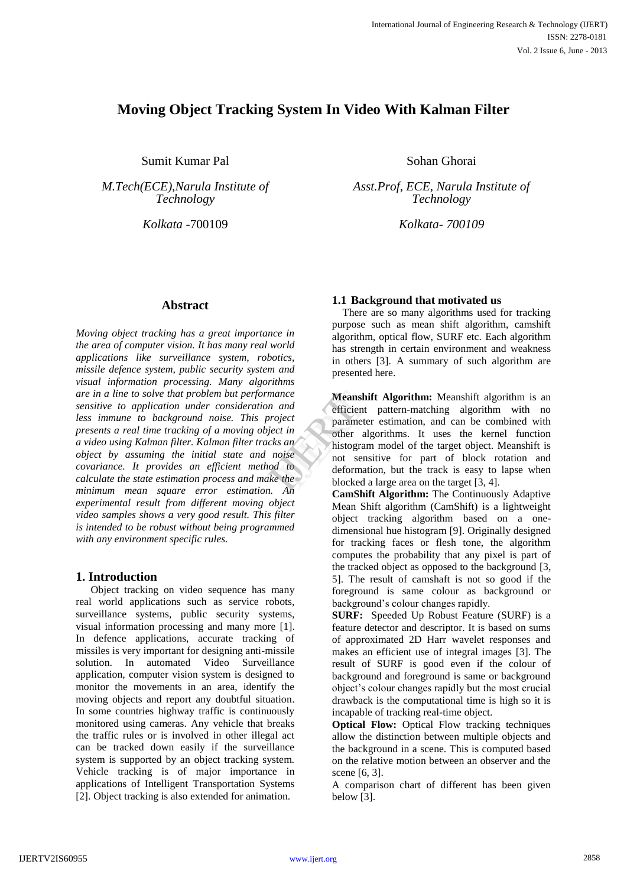# Moving Object Tracking System In Video With Kalman Filter

Sumit Kumar Pal

*M.Tech(ECE),Narula Institute of Technology*

*Kolkata* -700109

Sohan Ghorai

*Asst.Prof, ECE, Narula Institute of Technology*

*Kolkata- 700109*

## Abstract

*Moving object tracking has a great importance in the area of computer vision. It has many real world applications like surveillance system, robotics, missile defence system, public security system and visual information processing. Many algorithms are in a line to solve that problem but performance sensitive to application under consideration and less immune to background noise. This project presents a real time tracking of a moving object in a video using Kalman filter. Kalman filter tracks an object by assuming the initial state and noise covariance. It provides an efficient method to calculate the state estimation process and make the minimum mean square error estimation. An experimental result from different moving object video samples shows a very good result. This filter is intended to be robust without being programmed with any environment specific rules.*

## 1. Introduction

Object tracking on video sequence has many real world applications such as service robots, surveillance systems, public security systems, visual information processing and many more [1]. In defence applications, accurate tracking of missiles is very important for designing anti-missile solution. In automated Video Surveillance application, computer vision system is designed to monitor the movements in an area, identify the moving objects and report any doubtful situation. In some countries highway traffic is continuously monitored using cameras. Any vehicle that breaks the traffic rules or is involved in other illegal act can be tracked down easily if the surveillance system is supported by an object tracking system. Vehicle tracking is of major importance in applications of Intelligent Transportation Systems [2]. Object tracking is also extended for animation.

### 1.1 Background that motivated us

There are so many algorithms used for tracking purpose such as mean shift algorithm, camshift algorithm, optical flow, SURF etc. Each algorithm has strength in certain environment and weakness in others [3]. A summary of such algorithm are presented here.

**Meanshift Algorithm:** Meanshift algorithm is an efficient pattern-matching algorithm with no parameter estimation, and can be combined with other algorithms. It uses the kernel function histogram model of the target object. Meanshift is not sensitive for part of block rotation and deformation, but the track is easy to lapse when blocked a large area on the target [3, 4].

**CamShift Algorithm:** The Continuously Adaptive Mean Shift algorithm (CamShift) is a lightweight object tracking algorithm based on a one-dimensional hue histogram [9]. Originally designed for tracking faces or flesh tone, the algorithm computes the probability that any pixel is part of the tracked object as opposed to the background [3, 5]. The result of camshaft is not so good if the foreground is same colour as background or background's colour changes rapidly.

**SURF:** Speeded Up Robust Feature (SURF) is a feature detector and descriptor. It is based on sums of approximated 2D Harr wavelet responses and makes an efficient use of integral images [3]. The result of SURF is good even if the colour of background and foreground is same or background object's colour changes rapidly but the most crucial drawback is the computational time is high so it is incapable of tracking real-time object.

**Optical Flow:** Optical Flow tracking techniques allow the distinction between multiple objects and the background in a scene. This is computed based on the relative motion between an observer and the scene [6, 3].

A comparison chart of different has been given below [3].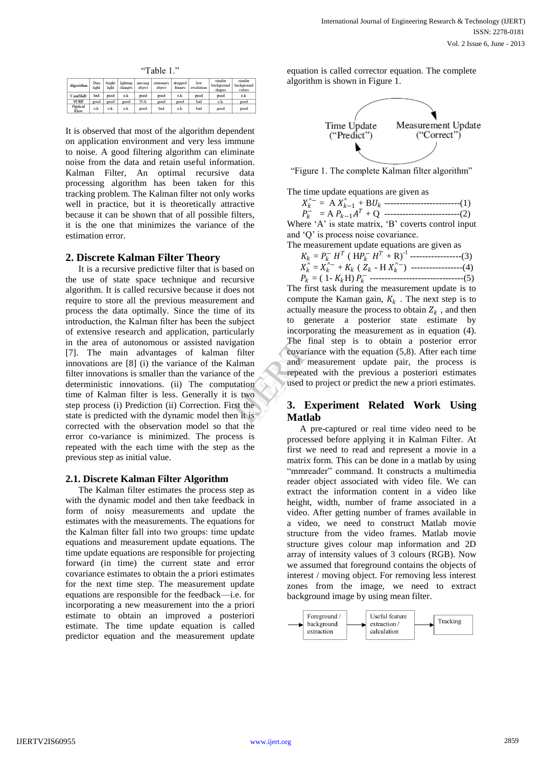"Table 1."

| Algorithm | Dim light | bright light | lighting changes | moving object | stationary object | dropped frames | low resolution | similar background shapes | similar background colors |
|---|---|---|---|---|---|---|---|---|---|
| CamShift | bad | good | o.k. | good | good | o.k. | good | good | o.k. |
| SURF | good | good | good | N/A | good | good | bad | o.k. | good |
| Optical Flow | o.k. | o.k. | o.k. | good | bad | o.k. | bad | good | good |

It is observed that most of the algorithm dependent on application environment and very less immune to noise. A good filtering algorithm can eliminate noise from the data and retain useful information. Kalman Filter, An optimal recursive data processing algorithm has been taken for this tracking problem. The Kalman filter not only works well in practice, but it is theoretically attractive because it can be shown that of all possible filters, it is the one that minimizes the variance of the estimation error.

## 2. Discrete Kalman Filter Theory

It is a recursive predictive filter that is based on the use of state space technique and recursive algorithm. It is called recursive because it does not require to store all the previous measurement and process the data optimally. Since the time of its introduction, the Kalman filter has been the subject of extensive research and application, particularly in the area of autonomous or assisted navigation [7]. The main advantages of kalman filter innovations are [8] (i) the variance of the Kalman filter innovations is smaller than the variance of the deterministic innovations. (ii) The computation time of Kalman filter is less. Generally it is two step process (i) Prediction (ii) Correction. First the state is predicted with the dynamic model then it is corrected with the observation model so that the error co-variance is minimized. The process is repeated with the each time with the step as the previous step as initial value.

### 2.1. Discrete Kalman Filter Algorithm

The Kalman filter estimates the process step as with the dynamic model and then take feedback in form of noisy measurements and update the estimes with the measurements. The equations for the Kalman filter fall into two groups: time update equations and measurement update equations. The time update equations are responsible for projecting forward (in time) the current state and error covariance estimates to obtain the a priori estimates for the next time step. The measurement update equations are responsible for the feedback—i.e. for incorporating a new measurement into the a priori estimate to obtain an improved a posteriori estimate. The time update equation is called predictor equation and the measurement update equation is called corrector equation. The complete algorithm is shown in Figure 1.

Time Update ("Predict") ⇄ Measurement Update ("Correct")

"Figure 1. The complete Kalman filter algorithm"

The time update equations are given as

$$\hat{X}_k^{-} = A\,\hat{X}_{k-1} + BU_k \text{ -------------------------(1)}$$

$$P_k^{-} = A\,P_{k-1}A^T + Q \text{ -------------------------(2)}$$

Where 'A' is state matrix, 'B' coverts control input and 'Q' is process noise covariance.

The measurement update equations are given as

$$K_k = P_k^{-} H^T \left( HP_k^{-} H^T + R \right)^{-1} \text{ -----------------(3)}$$

$$\hat{X}_k = \hat{X}_k^{-} + K_k \left( Z_k - H\,\hat{X}_k^{-} \right) \text{ -----------------(4)}$$

$$P_k = \left( 1 - K_k H \right) P_k^{-} \text{ -------------------------------(5)}$$

The first task during the measurement update is to compute the Kaman gain, $K_k$ . The next step is to actually measure the process to obtain $Z_k$ , and then to generate a posterior state estimate by incorporating the measurement as in equation (4). The final step is to obtain a posterior error covariance with the equation (5,8). After each time and measurement update pair, the process is repeated with the previous a posteriori estimates used to project or predict the new a priori estimates.

## 3. Experiment Related Work Using Matlab

A pre-captured or real time video need to be processed before applying it in Kalman Filter. At first we need to read and represent a movie in a matrix form. This can be done in a matlab by using "mmreader" command. It constructs a multimedia reader object associated with video file. We can extract the information content in a video like height, width, number of frame associated in a video. After getting number of frames available in a video, we need to construct Matlab movie structure from the video frames. Matlab movie structure gives colour map information and 2D array of intensity values of 3 colours (RGB). Now we assumed that foreground contains the objects of interest / moving object. For removing less interest zones from the image, we need to extract background image by using mean filter.

→ Foreground / background extraction → Useful feature extraction / calculation → Tracking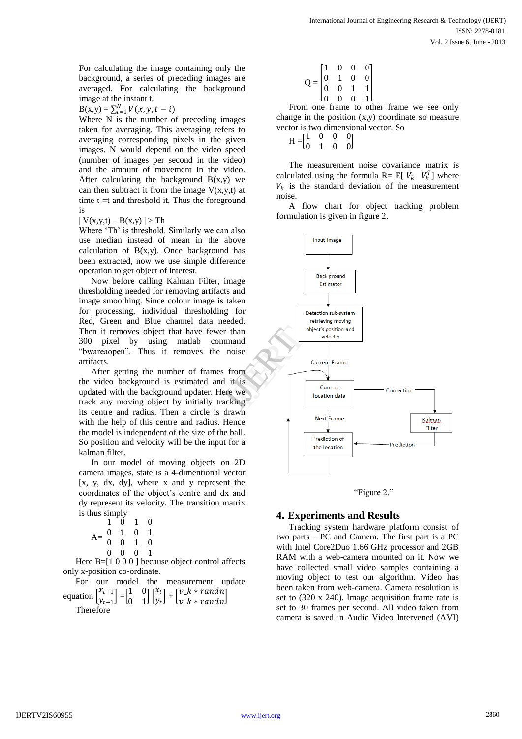For calculating the image containing only the background, a series of preceding images are averaged. For calculating the background image at the instant t,

$B(x,y) = \sum_{i=1}^{N} V(x, y, t-i)$

Where N is the number of preceding images taken for averaging. This averaging refers to averaging corresponding pixels in the given images. N would depend on the video speed (number of images per second in the video) and the amount of movement in the video. After calculating the background B(x,y) we can then subtract it from the image V(x,y,t) at time t =t and threshold it. Thus the foreground is

$| V(x,y,t) – B(x,y) | > Th$

Where 'Th' is threshold. Similarly we can also use median instead of mean in the above calculation of B(x,y). Once background has been extracted, now we use simple difference operation to get object of interest.

Now before calling Kalman Filter, image thresholding needed for removing artifacts and image smoothing. Since colour image is taken for processing, individual thresholding for Red, Green and Blue channel data needed. Then it removes object that have fewer than 300 pixel by using matlab command "bwareaopen". Thus it removes the noise artifacts.

After getting the number of frames from the video background is estimated and it is updated with the background updater. Here we track any moving object by initially tracking its centre and radius. Then a circle is drawn with the help of this centre and radius. Hence the model is independent of the size of the ball. So position and velocity will be the input for a kalman filter.

In our model of moving objects on 2D camera images, state is a 4-dimentional vector [x, y, dx, dy], where x and y represent the coordinates of the object's centre and dx and dy represent its velocity. The transition matrix is thus simply

$$A = \begin{matrix} 1 & 0 & 1 & 0 \\ 0 & 1 & 0 & 1 \\ 0 & 0 & 1 & 0 \\ 0 & 0 & 0 & 1 \end{matrix}$$

Here B=[1 0 0 0 ] because object control affects only x-position co-ordinate.

For our model the measurement update equation $\begin{bmatrix} x_{t+1} \\ y_{t+1} \end{bmatrix} = \begin{bmatrix} 1 & 0 \\ 0 & 1 \end{bmatrix} \begin{bmatrix} x_t \\ y_t \end{bmatrix} + \begin{bmatrix} v\_k * randn \\ v\_k * randn \end{bmatrix}$

Therefore

$$Q = \begin{bmatrix} 1 & 0 & 0 & 0 \\ 0 & 1 & 0 & 0 \\ 0 & 0 & 1 & 1 \\ 0 & 0 & 0 & 1 \end{bmatrix}$$

From one frame to other frame we see only change in the position (x,y) coordinate so measure vector is two dimensional vector. So

$$H = \begin{bmatrix} 1 & 0 & 0 & 0 \\ 0 & 1 & 0 & 0 \end{bmatrix}$$

The measurement noise covariance matrix is calculated using the formula R= E[ $V_k$ $V_k^T$ ] where $V_k$ is the standard deviation of the measurement noise.

A flow chart for object tracking problem formulation is given in figure 2.

Input Image → Back ground Estimator → Detection sub-system retrieving moving object's position and velocity → Current Frame → Current location data → (Correction) → Kalman Filter → (Prediction) → Prediction of the location; Current location data → Next Frame → Prediction of the location

"Figure 2."

## 4. Experiments and Results

Tracking system hardware platform consist of two parts – PC and Camera. The first part is a PC with Intel Core2Duo 1.66 GHz processor and 2GB RAM with a web-camera mounted on it. Now we have collected small video samples containing a moving object to test our algorithm. Video has been taken from web-camera. Camera resolution is set to (320 x 240). Image acquisition frame rate is set to 30 frames per second. All video taken from camera is saved in Audio Video Intervened (AVI)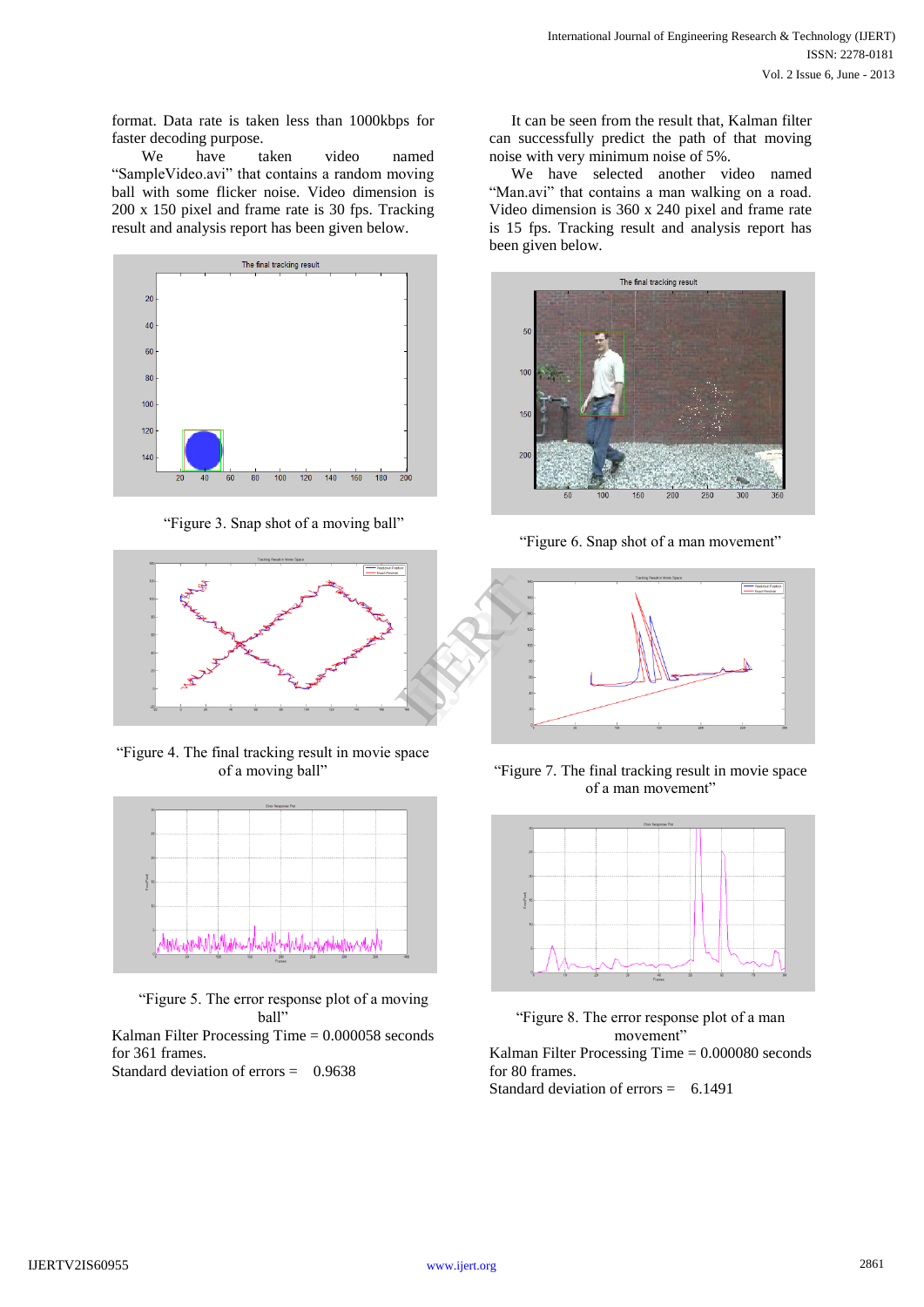format. Data rate is taken less than 1000kbps for faster decoding purpose.

We have taken video named “SampleVideo.avi” that contains a random moving ball with some flicker noise. Video dimension is 200 x 150 pixel and frame rate is 30 fps. Tracking result and analysis report has been given below.

“Figure 3. Snap shot of a moving ball”

“Figure 4. The final tracking result in movie space of a moving ball”

“Figure 5. The error response plot of a moving ball”

Kalman Filter Processing Time = 0.000058 seconds for 361 frames.

Standard deviation of errors = 0.9638

It can be seen from the result that, Kalman filter can successfully predict the path of that moving noise with very minimum noise of 5%.

We have selected another video named “Man.avi” that contains a man walking on a road. Video dimension is 360 x 240 pixel and frame rate is 15 fps. Tracking result and analysis report has been given below.

“Figure 6. Snap shot of a man movement”

“Figure 7. The final tracking result in movie space of a man movement”

“Figure 8. The error response plot of a man movement”

Kalman Filter Processing Time = 0.000080 seconds for 80 frames.

Standard deviation of errors = 6.1491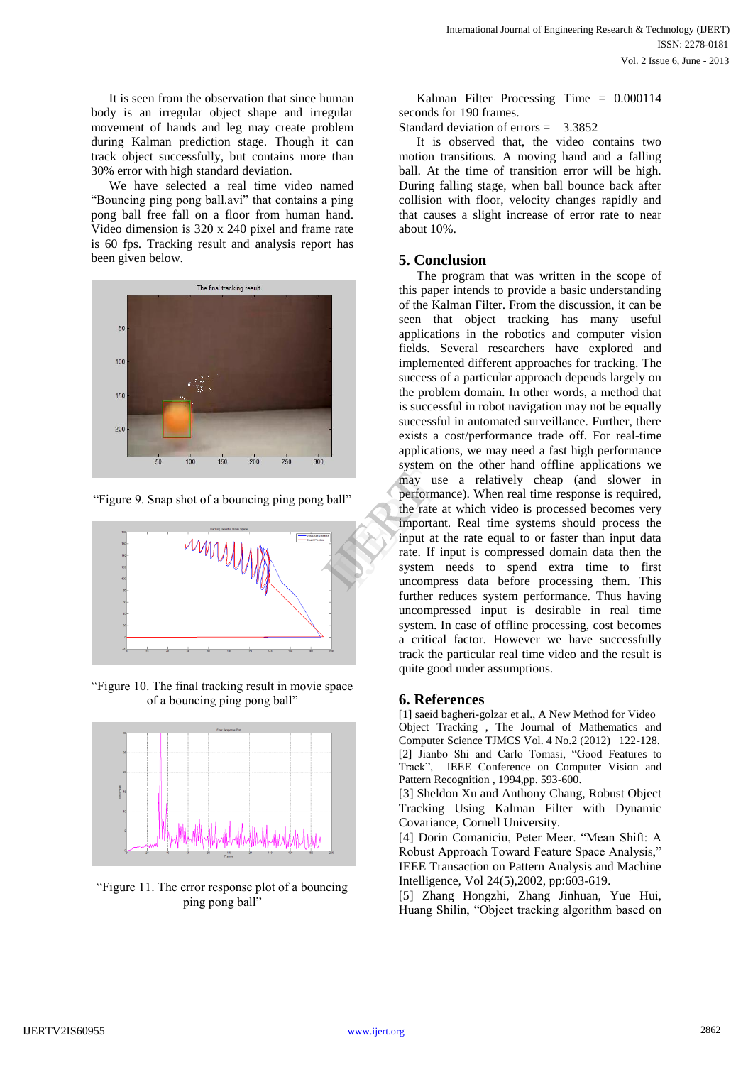It is seen from the observation that since human body is an irregular object shape and irregular movement of hands and leg may create problem during Kalman prediction stage. Though it can track object successfully, but contains more than 30% error with high standard deviation.

We have selected a real time video named "Bouncing ping pong ball.avi" that contains a ping pong ball free fall on a floor from human hand. Video dimension is 320 x 240 pixel and frame rate is 60 fps. Tracking result and analysis report has been given below.

"Figure 9. Snap shot of a bouncing ping pong ball"

"Figure 10. The final tracking result in movie space of a bouncing ping pong ball"

"Figure 11. The error response plot of a bouncing ping pong ball"

Kalman Filter Processing Time = 0.000114 seconds for 190 frames.

Standard deviation of errors = 3.3852

It is observed that, the video contains two motion transitions. A moving hand and a falling ball. At the time of transition error will be high. During falling stage, when ball bounce back after collision with floor, velocity changes rapidly and that causes a slight increase of error rate to near about 10%.

## 5. Conclusion

The program that was written in the scope of this paper intends to provide a basic understanding of the Kalman Filter. From the discussion, it can be seen that object tracking has many useful applications in the robotics and computer vision fields. Several researchers have explored and implemented different approaches for tracking. The success of a particular approach depends largely on the problem domain. In other words, a method that is successful in robot navigation may not be equally successful in automated surveillance. Further, there exists a cost/performance trade off. For real-time applications, we may need a fast high performance system on the other hand offline applications we may use a relatively cheap (and slower in performance). When real time response is required, the rate at which video is processed becomes very important. Real time systems should process the input at the rate equal to or faster than input data rate. If input is compressed domain data then the system needs to spend extra time to first uncompress data before processing them. This further reduces system performance. Thus having uncompressed input is desirable in real time system. In case of offline processing, cost becomes a critical factor. However we have successfully track the particular real time video and the result is quite good under assumptions.

## 6. References

[1] saeid bagheri-golzar et al., A New Method for Video Object Tracking , The Journal of Mathematics and Computer Science TJMCS Vol. 4 No.2 (2012) 122-128.

[2] Jianbo Shi and Carlo Tomasi, "Good Features to Track", IEEE Conference on Computer Vision and Pattern Recognition , 1994,pp. 593-600.

[3] Sheldon Xu and Anthony Chang, Robust Object Tracking Using Kalman Filter with Dynamic Covariance, Cornell University.

[4] Dorin Comaniciu, Peter Meer. "Mean Shift: A Robust Approach Toward Feature Space Analysis," IEEE Transaction on Pattern Analysis and Machine Intelligence, Vol 24(5),2002, pp:603-619.

[5] Zhang Hongzhi, Zhang Jinhuan, Yue Hui, Huang Shilin, "Object tracking algorithm based on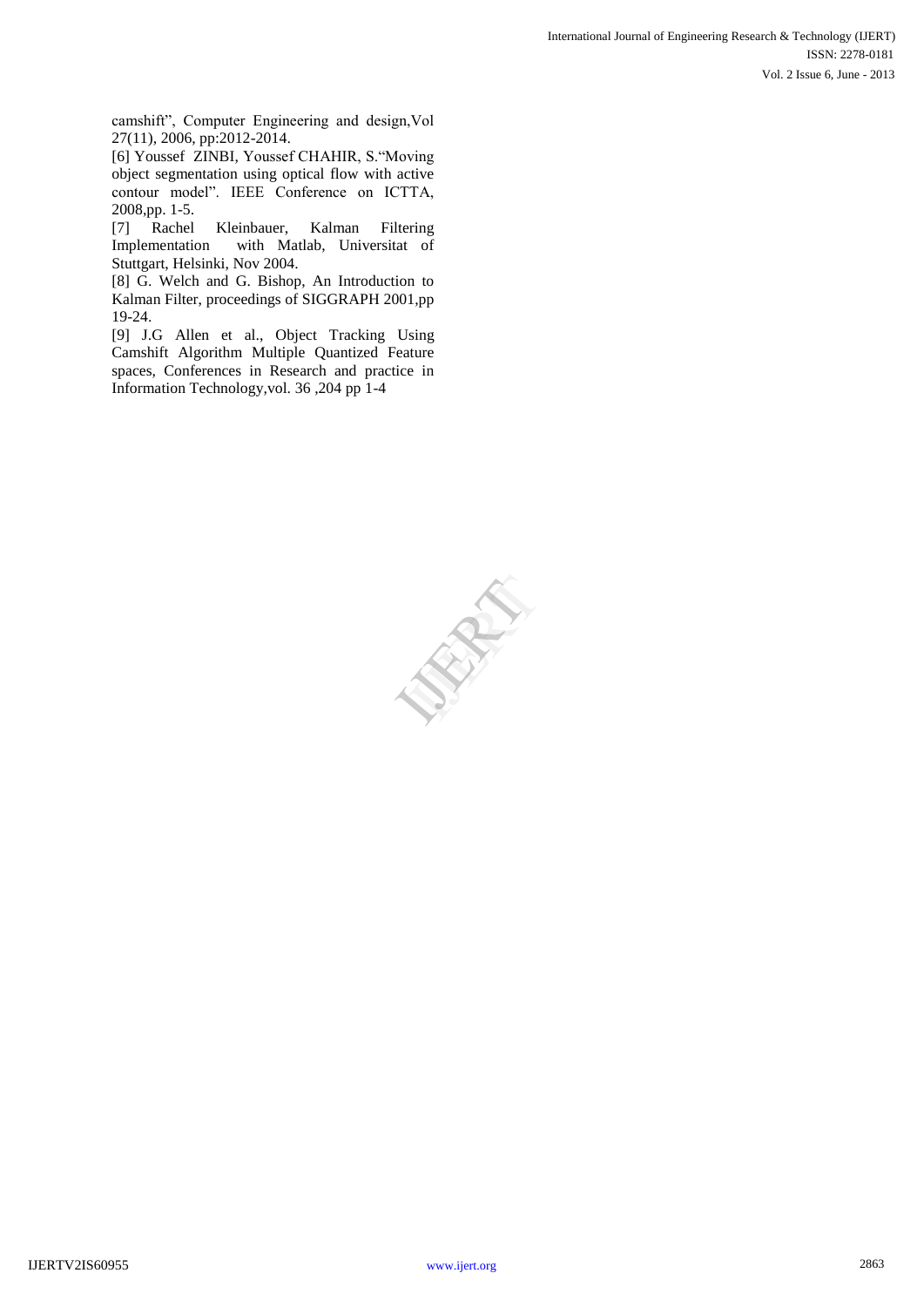camshift", Computer Engineering and design,Vol 27(11), 2006, pp:2012-2014.

[6] Youssef ZINBI, Youssef CHAHIR, S."Moving object segmentation using optical flow with active contour model". IEEE Conference on ICTTA, 2008,pp. 1-5.

[7] Rachel Kleinbauer, Kalman Filtering Implementation with Matlab, Universitat of Stuttgart, Helsinki, Nov 2004.

[8] G. Welch and G. Bishop, An Introduction to Kalman Filter, proceedings of SIGGRAPH 2001,pp 19-24.

[9] J.G Allen et al., Object Tracking Using Camshift Algorithm Multiple Quantized Feature spaces, Conferences in Research and practice in Information Technology,vol. 36 ,204 pp 1-4